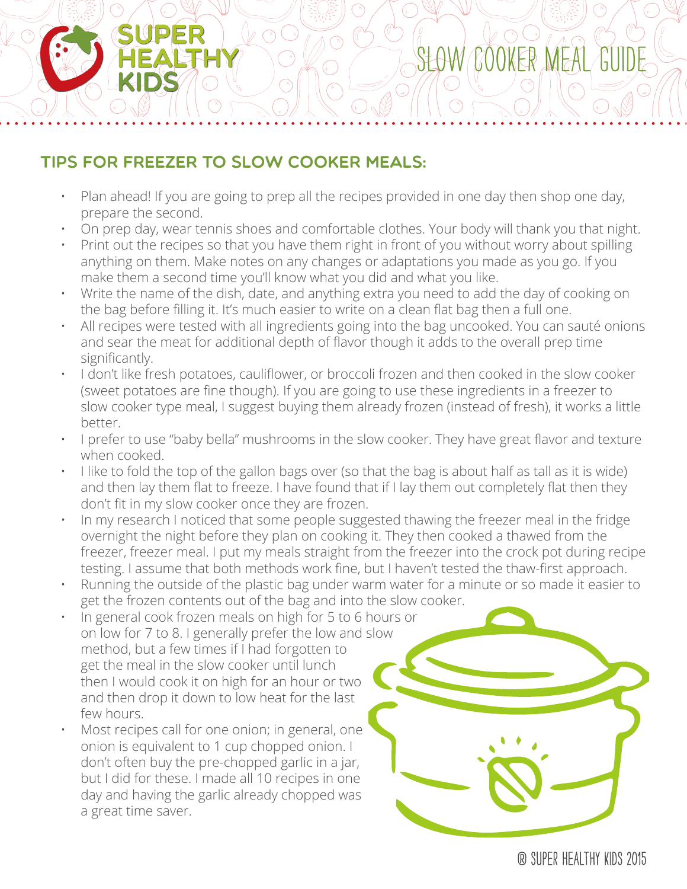# Slow Cooker Meal Guide

## TIPS FOR FREEZER TO SLOW COOKER MEALS:

- Plan ahead! If you are going to prep all the recipes provided in one day then shop one day, prepare the second.
- On prep day, wear tennis shoes and comfortable clothes. Your body will thank you that night.
- Print out the recipes so that you have them right in front of you without worry about spilling anything on them. Make notes on any changes or adaptations you made as you go. If you make them a second time you'll know what you did and what you like.
- Write the name of the dish, date, and anything extra you need to add the day of cooking on the bag before filling it. It's much easier to write on a clean flat bag then a full one.
- All recipes were tested with all ingredients going into the bag uncooked. You can sauté onions and sear the meat for additional depth of flavor though it adds to the overall prep time significantly.
- I don't like fresh potatoes, cauliflower, or broccoli frozen and then cooked in the slow cooker (sweet potatoes are fine though). If you are going to use these ingredients in a freezer to slow cooker type meal, I suggest buying them already frozen (instead of fresh), it works a little better.
- I prefer to use "baby bella" mushrooms in the slow cooker. They have great flavor and texture when cooked.
- I like to fold the top of the gallon bags over (so that the bag is about half as tall as it is wide) and then lay them flat to freeze. I have found that if I lay them out completely flat then they don't fit in my slow cooker once they are frozen.
- In my research I noticed that some people suggested thawing the freezer meal in the fridge overnight the night before they plan on cooking it. They then cooked a thawed from the freezer, freezer meal. I put my meals straight from the freezer into the crock pot during recipe testing. I assume that both methods work fine, but I haven't tested the thaw-first approach.
- Running the outside of the plastic bag under warm water for a minute or so made it easier to get the frozen contents out of the bag and into the slow cooker.
- In general cook frozen meals on high for 5 to 6 hours or on low for 7 to 8. I generally prefer the low and slow method, but a few times if I had forgotten to get the meal in the slow cooker until lunch then I would cook it on high for an hour or two and then drop it down to low heat for the last few hours.
- Most recipes call for one onion; in general, one onion is equivalent to 1 cup chopped onion. I don't often buy the pre-chopped garlic in a jar, but I did for these. I made all 10 recipes in one day and having the garlic already chopped was a great time saver.

® Super Healthy Kids 2015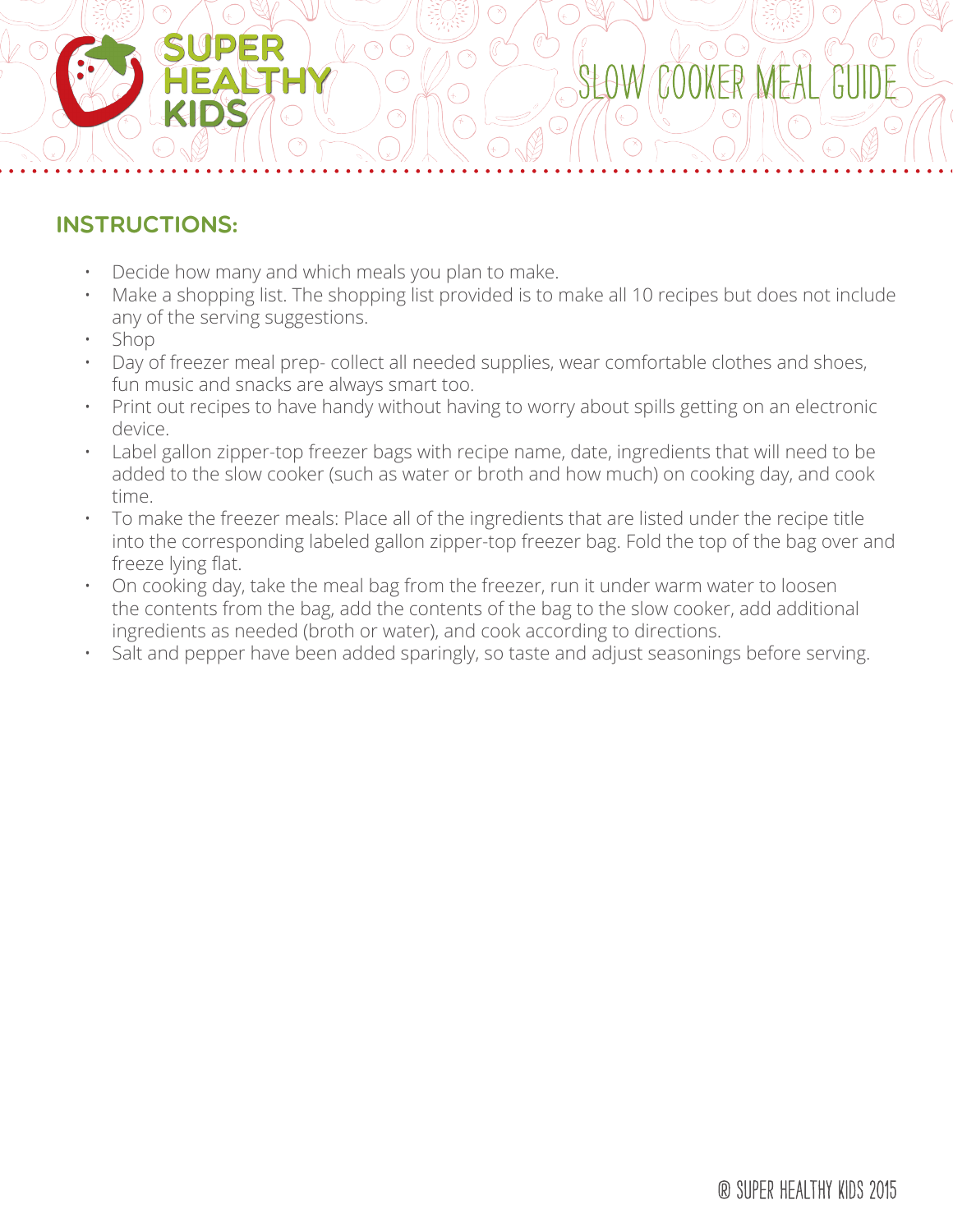## INSTRUCTIONS:

- Decide how many and which meals you plan to make.
- Make a shopping list. The shopping list provided is to make all 10 recipes but does not include any of the serving suggestions.
- Shop
- Day of freezer meal prep- collect all needed supplies, wear comfortable clothes and shoes, fun music and snacks are always smart too.
- Print out recipes to have handy without having to worry about spills getting on an electronic device.
- Label gallon zipper-top freezer bags with recipe name, date, ingredients that will need to be added to the slow cooker (such as water or broth and how much) on cooking day, and cook time.
- To make the freezer meals: Place all of the ingredients that are listed under the recipe title into the corresponding labeled gallon zipper-top freezer bag. Fold the top of the bag over and freeze lying flat.
- On cooking day, take the meal bag from the freezer, run it under warm water to loosen the contents from the bag, add the contents of the bag to the slow cooker, add additional ingredients as needed (broth or water), and cook according to directions.
- Salt and pepper have been added sparingly, so taste and adjust seasonings before serving.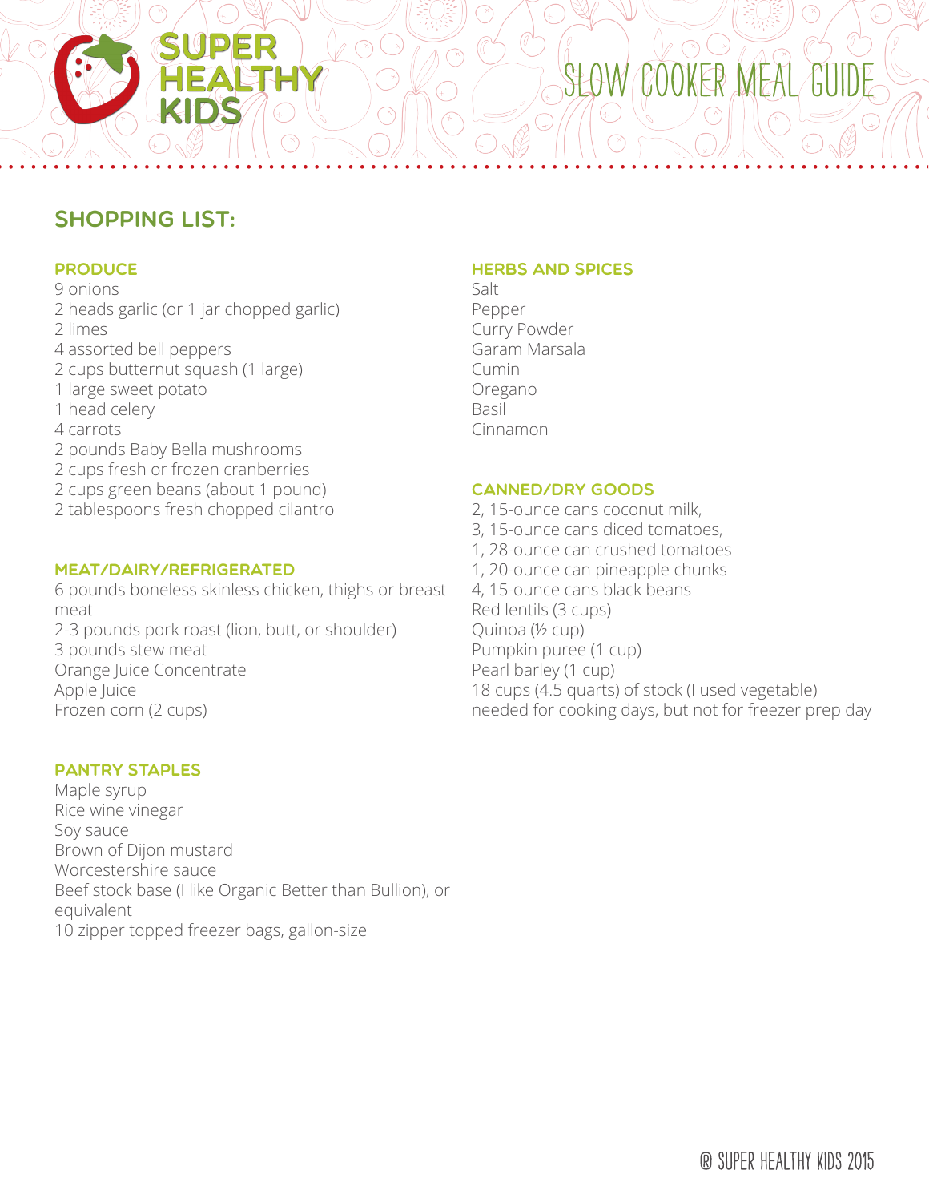## SHOPPING LIST:

### PRODUCE

9 onions
2 heads garlic (or 1 jar chopped garlic)
2 limes
4 assorted bell peppers
2 cups butternut squash (1 large)
1 large sweet potato
1 head celery
4 carrots
2 pounds Baby Bella mushrooms
2 cups fresh or frozen cranberries
2 cups green beans (about 1 pound)
2 tablespoons fresh chopped cilantro

### MEAT/DAIRY/REFRIGERATED

6 pounds boneless skinless chicken, thighs or breast meat
2-3 pounds pork roast (lion, butt, or shoulder)
3 pounds stew meat
Orange Juice Concentrate
Apple Juice
Frozen corn (2 cups)

### PANTRY STAPLES

Maple syrup
Rice wine vinegar
Soy sauce
Brown of Dijon mustard
Worcestershire sauce
Beef stock base (I like Organic Better than Bullion), or equivalent
10 zipper topped freezer bags, gallon-size

### HERBS AND SPICES

Salt
Pepper
Curry Powder
Garam Marsala
Cumin
Oregano
Basil
Cinnamon

### CANNED/DRY GOODS

2, 15-ounce cans coconut milk,
3, 15-ounce cans diced tomatoes,
1, 28-ounce can crushed tomatoes
1, 20-ounce can pineapple chunks
4, 15-ounce cans black beans
Red lentils (3 cups)
Quinoa (½ cup)
Pumpkin puree (1 cup)
Pearl barley (1 cup)
18 cups (4.5 quarts) of stock (I used vegetable) needed for cooking days, but not for freezer prep day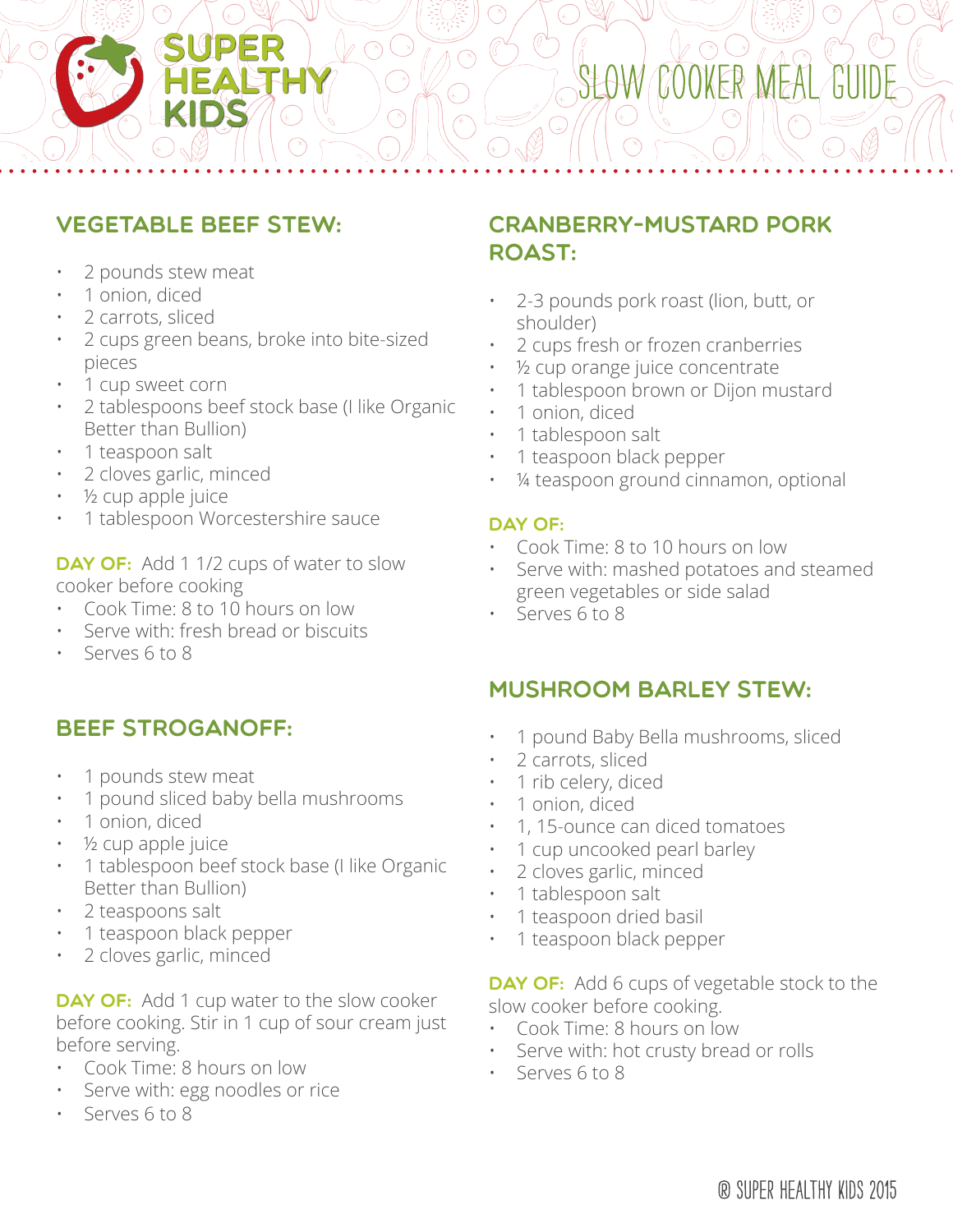# SLOW COOKER MEAL GUIDE

## VEGETABLE BEEF STEW:

- 2 pounds stew meat
- 1 onion, diced
- 2 carrots, sliced
- 2 cups green beans, broke into bite-sized pieces
- 1 cup sweet corn
- 2 tablespoons beef stock base (I like Organic Better than Bullion)
- 1 teaspoon salt
- 2 cloves garlic, minced
- ½ cup apple juice
- 1 tablespoon Worcestershire sauce

**DAY OF:** Add 1 1/2 cups of water to slow cooker before cooking

- Cook Time: 8 to 10 hours on low
- Serve with: fresh bread or biscuits
- Serves 6 to 8

## BEEF STROGANOFF:

- 1 pounds stew meat
- 1 pound sliced baby bella mushrooms
- 1 onion, diced
- ½ cup apple juice
- 1 tablespoon beef stock base (I like Organic Better than Bullion)
- 2 teaspoons salt
- 1 teaspoon black pepper
- 2 cloves garlic, minced

**DAY OF:** Add 1 cup water to the slow cooker before cooking. Stir in 1 cup of sour cream just before serving.

- Cook Time: 8 hours on low
- Serve with: egg noodles or rice
- Serves 6 to 8

## CRANBERRY-MUSTARD PORK ROAST:

- 2-3 pounds pork roast (lion, butt, or shoulder)
- 2 cups fresh or frozen cranberries
- ½ cup orange juice concentrate
- 1 tablespoon brown or Dijon mustard
- 1 onion, diced
- 1 tablespoon salt
- 1 teaspoon black pepper
- ¼ teaspoon ground cinnamon, optional

**DAY OF:**

- Cook Time: 8 to 10 hours on low
- Serve with: mashed potatoes and steamed green vegetables or side salad
- Serves 6 to 8

## MUSHROOM BARLEY STEW:

- 1 pound Baby Bella mushrooms, sliced
- 2 carrots, sliced
- 1 rib celery, diced
- 1 onion, diced
- 1, 15-ounce can diced tomatoes
- 1 cup uncooked pearl barley
- 2 cloves garlic, minced
- 1 tablespoon salt
- 1 teaspoon dried basil
- 1 teaspoon black pepper

**DAY OF:** Add 6 cups of vegetable stock to the slow cooker before cooking.

- Cook Time: 8 hours on low
- Serve with: hot crusty bread or rolls
- Serves 6 to 8

® SUPER HEALTHY KIDS 2015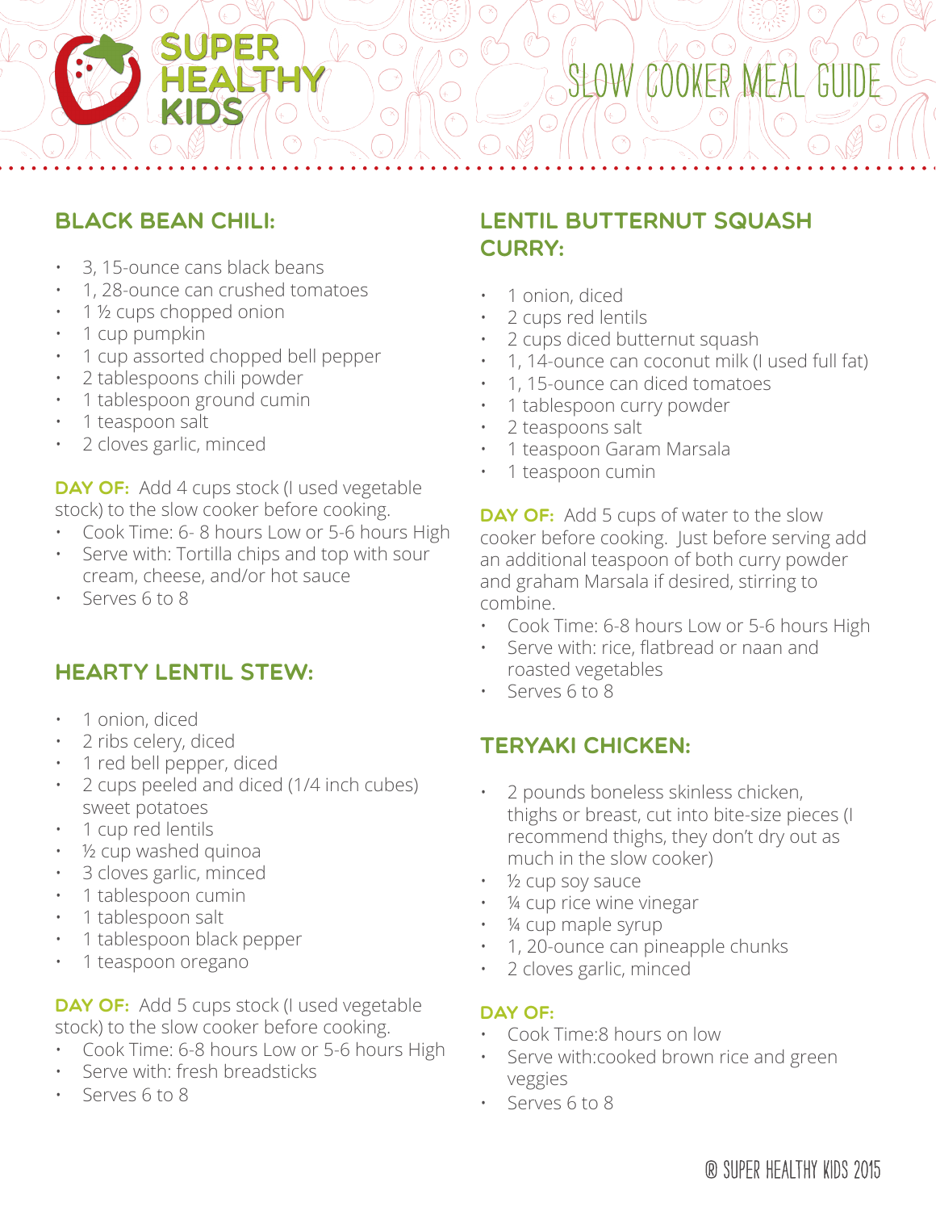# SLOW COOKER MEAL GUIDE

## BLACK BEAN CHILI:

- 3, 15-ounce cans black beans
- 1, 28-ounce can crushed tomatoes
- 1 ½ cups chopped onion
- 1 cup pumpkin
- 1 cup assorted chopped bell pepper
- 2 tablespoons chili powder
- 1 tablespoon ground cumin
- 1 teaspoon salt
- 2 cloves garlic, minced

**DAY OF:** Add 4 cups stock (I used vegetable stock) to the slow cooker before cooking.

- Cook Time: 6- 8 hours Low or 5-6 hours High
- Serve with: Tortilla chips and top with sour cream, cheese, and/or hot sauce
- Serves 6 to 8

## HEARTY LENTIL STEW:

- 1 onion, diced
- 2 ribs celery, diced
- 1 red bell pepper, diced
- 2 cups peeled and diced (1/4 inch cubes) sweet potatoes
- 1 cup red lentils
- ½ cup washed quinoa
- 3 cloves garlic, minced
- 1 tablespoon cumin
- 1 tablespoon salt
- 1 tablespoon black pepper
- 1 teaspoon oregano

**DAY OF:** Add 5 cups stock (I used vegetable stock) to the slow cooker before cooking.

- Cook Time: 6-8 hours Low or 5-6 hours High
- Serve with: fresh breadsticks
- Serves 6 to 8

## LENTIL BUTTERNUT SQUASH CURRY:

- 1 onion, diced
- 2 cups red lentils
- 2 cups diced butternut squash
- 1, 14-ounce can coconut milk (I used full fat)
- 1, 15-ounce can diced tomatoes
- 1 tablespoon curry powder
- 2 teaspoons salt
- 1 teaspoon Garam Marsala
- 1 teaspoon cumin

**DAY OF:** Add 5 cups of water to the slow cooker before cooking. Just before serving add an additional teaspoon of both curry powder and graham Marsala if desired, stirring to combine.

- Cook Time: 6-8 hours Low or 5-6 hours High
- Serve with: rice, flatbread or naan and roasted vegetables
- Serves 6 to 8

## TERYAKI CHICKEN:

- 2 pounds boneless skinless chicken, thighs or breast, cut into bite-size pieces (I recommend thighs, they don't dry out as much in the slow cooker)
- ½ cup soy sauce
- ¼ cup rice wine vinegar
- ¼ cup maple syrup
- 1, 20-ounce can pineapple chunks
- 2 cloves garlic, minced

**DAY OF:**

- Cook Time:8 hours on low
- Serve with:cooked brown rice and green veggies
- Serves 6 to 8

® SUPER HEALTHY KIDS 2015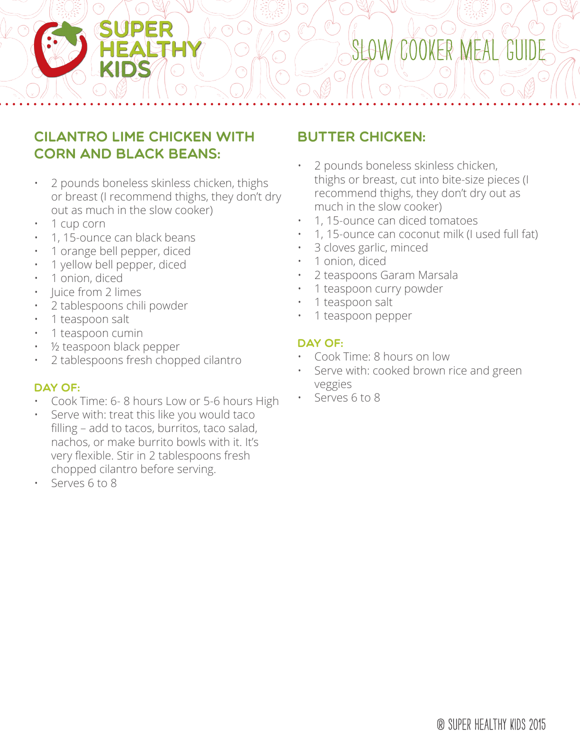## CILANTRO LIME CHICKEN WITH CORN AND BLACK BEANS:

- 2 pounds boneless skinless chicken, thighs or breast (I recommend thighs, they don't dry out as much in the slow cooker)
- 1 cup corn
- 1, 15-ounce can black beans
- 1 orange bell pepper, diced
- 1 yellow bell pepper, diced
- 1 onion, diced
- Juice from 2 limes
- 2 tablespoons chili powder
- 1 teaspoon salt
- 1 teaspoon cumin
- ½ teaspoon black pepper
- 2 tablespoons fresh chopped cilantro

### DAY OF:

- Cook Time: 6- 8 hours Low or 5-6 hours High
- Serve with: treat this like you would taco filling – add to tacos, burritos, taco salad, nachos, or make burrito bowls with it. It's very flexible. Stir in 2 tablespoons fresh chopped cilantro before serving.
- Serves 6 to 8

## BUTTER CHICKEN:

- 2 pounds boneless skinless chicken, thighs or breast, cut into bite-size pieces (I recommend thighs, they don't dry out as much in the slow cooker)
- 1, 15-ounce can diced tomatoes
- 1, 15-ounce can coconut milk (I used full fat)
- 3 cloves garlic, minced
- 1 onion, diced
- 2 teaspoons Garam Marsala
- 1 teaspoon curry powder
- 1 teaspoon salt
- 1 teaspoon pepper

### DAY OF:

- Cook Time: 8 hours on low
- Serve with: cooked brown rice and green veggies
- Serves 6 to 8